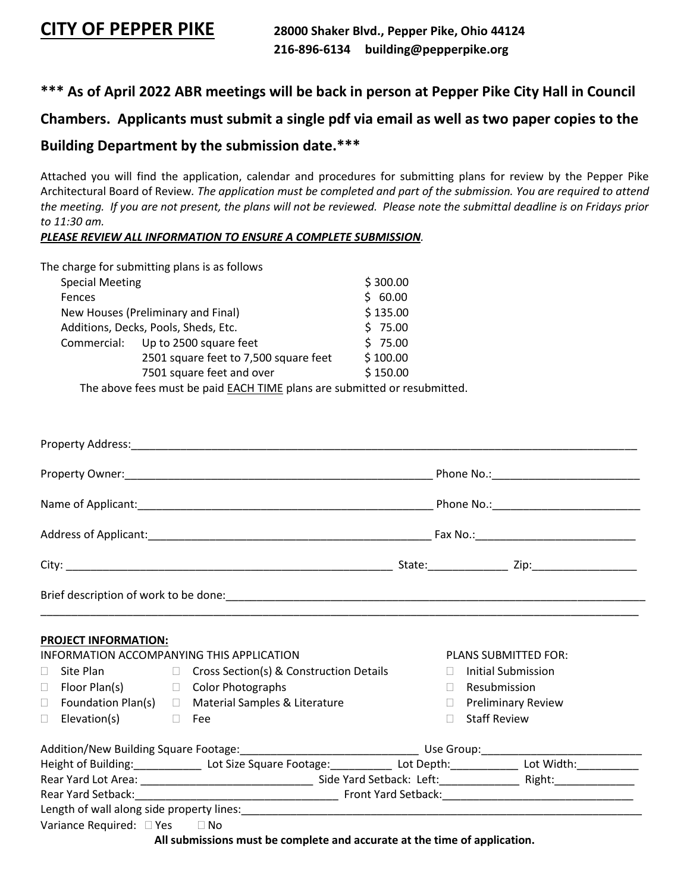# CITY OF PEPPER PIKE

**28000 Shaker Blvd., Pepper Pike, Ohio 44124**
**216-896-6134 building@pepperpike.org**

## *** As of April 2022 ABR meetings will be back in person at Pepper Pike City Hall in Council Chambers. Applicants must submit a single pdf via email as well as two paper copies to the Building Department by the submission date.***

Attached you will find the application, calendar and procedures for submitting plans for review by the Pepper Pike Architectural Board of Review. *The application must be completed and part of the submission. You are required to attend the meeting. If you are not present, the plans will not be reviewed. Please note the submittal deadline is on Fridays prior to 11:30 am.*

***PLEASE REVIEW ALL INFORMATION TO ENSURE A COMPLETE SUBMISSION.***

The charge for submitting plans is as follows

| | | |
|---|---|---|
| Special Meeting | | $ 300.00 |
| Fences | | $ 60.00 |
| New Houses (Preliminary and Final) | | $ 135.00 |
| Additions, Decks, Pools, Sheds, Etc. | | $ 75.00 |
| Commercial: | Up to 2500 square feet | $ 75.00 |
| | 2501 square feet to 7,500 square feet | $ 100.00 |
| | 7501 square feet and over | $ 150.00 |

The above fees must be paid EACH TIME plans are submitted or resubmitted.

Property Address:______________________________________________

Property Owner:______________________________ Phone No.:____________________

Name of Applicant:____________________________ Phone No.:____________________

Address of Applicant:__________________________ Fax No.:______________________

City: ________________________________ State:__________ Zip:______________

Brief description of work to be done:_____________________________________
______________________________________________________________________

**PROJECT INFORMATION:**

INFORMATION ACCOMPANYING THIS APPLICATION

- ☐ Site Plan
- ☐ Floor Plan(s)
- ☐ Foundation Plan(s)
- ☐ Elevation(s)
- ☐ Cross Section(s) & Construction Details
- ☐ Color Photographs
- ☐ Material Samples & Literature
- ☐ Fee

PLANS SUBMITTED FOR:

- ☐ Initial Submission
- ☐ Resubmission
- ☐ Preliminary Review
- ☐ Staff Review

Addition/New Building Square Footage:______________________ Use Group:____________________

Height of Building:__________ Lot Size Square Footage:__________ Lot Depth:__________ Lot Width:__________

Rear Yard Lot Area: ______________________ Side Yard Setback: Left:____________ Right:____________

Rear Yard Setback:__________________________ Front Yard Setback:__________________________

Length of wall along side property lines:_____________________________________________

Variance Required: ☐ Yes ☐ No

**All submissions must be complete and accurate at the time of application.**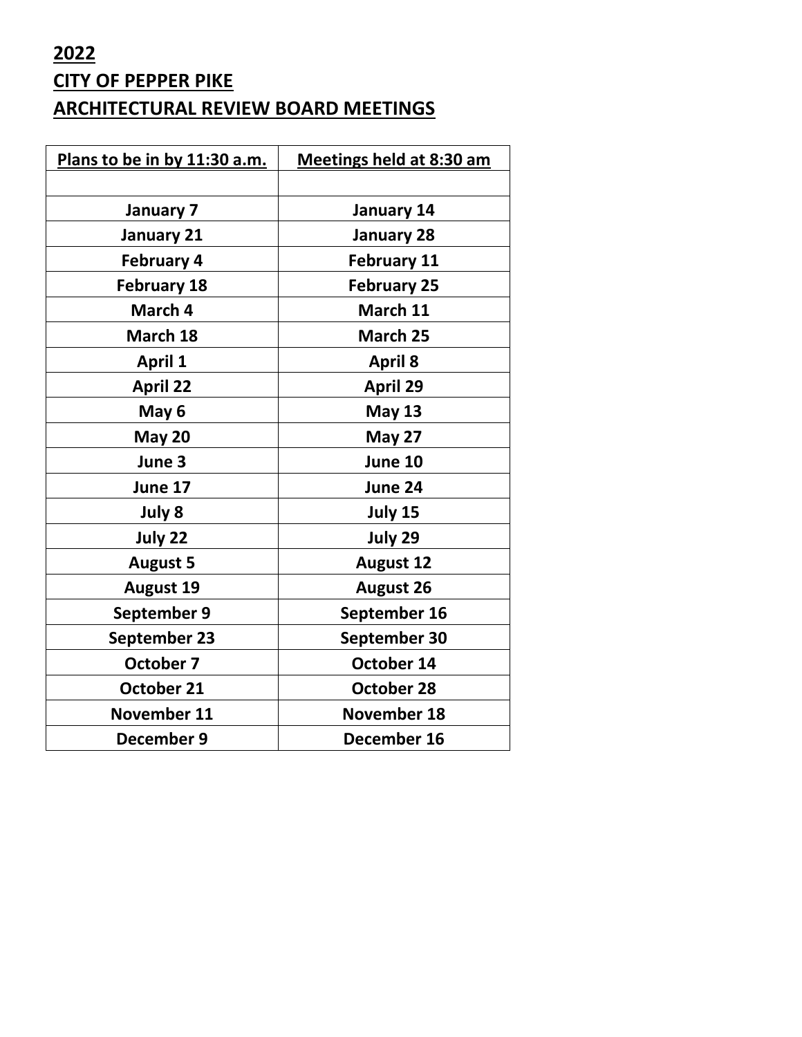# 2022
# CITY OF PEPPER PIKE
# ARCHITECTURAL REVIEW BOARD MEETINGS

| Plans to be in by 11:30 a.m. | Meetings held at 8:30 am |
|---|---|
| | |
| January 7 | January 14 |
| January 21 | January 28 |
| February 4 | February 11 |
| February 18 | February 25 |
| March 4 | March 11 |
| March 18 | March 25 |
| April 1 | April 8 |
| April 22 | April 29 |
| May 6 | May 13 |
| May 20 | May 27 |
| June 3 | June 10 |
| June 17 | June 24 |
| July 8 | July 15 |
| July 22 | July 29 |
| August 5 | August 12 |
| August 19 | August 26 |
| September 9 | September 16 |
| September 23 | September 30 |
| October 7 | October 14 |
| October 21 | October 28 |
| November 11 | November 18 |
| December 9 | December 16 |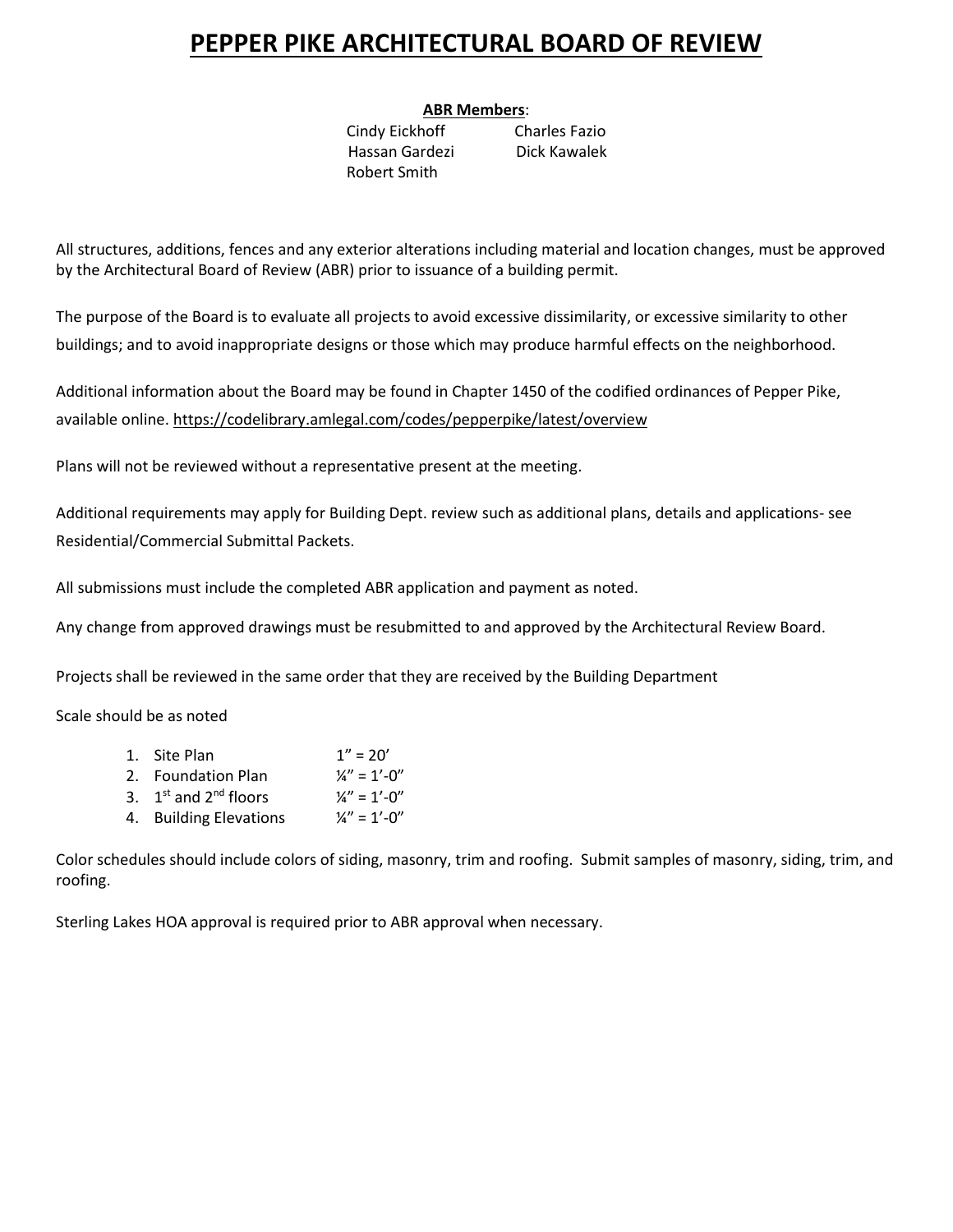# PEPPER PIKE ARCHITECTURAL BOARD OF REVIEW

**ABR Members**:

Cindy Eickhoff
Charles Fazio
Hassan Gardezi
Dick Kawalek
Robert Smith

All structures, additions, fences and any exterior alterations including material and location changes, must be approved by the Architectural Board of Review (ABR) prior to issuance of a building permit.

The purpose of the Board is to evaluate all projects to avoid excessive dissimilarity, or excessive similarity to other buildings; and to avoid inappropriate designs or those which may produce harmful effects on the neighborhood.

Additional information about the Board may be found in Chapter 1450 of the codified ordinances of Pepper Pike, available online. https://codelibrary.amlegal.com/codes/pepperpike/latest/overview

Plans will not be reviewed without a representative present at the meeting.

Additional requirements may apply for Building Dept. review such as additional plans, details and applications- see Residential/Commercial Submittal Packets.

All submissions must include the completed ABR application and payment as noted.

Any change from approved drawings must be resubmitted to and approved by the Architectural Review Board.

Projects shall be reviewed in the same order that they are received by the Building Department

Scale should be as noted

1. Site Plan 1" = 20'
2. Foundation Plan ¼" = 1'-0"
3. 1st and 2nd floors ¼" = 1'-0"
4. Building Elevations ¼" = 1'-0"

Color schedules should include colors of siding, masonry, trim and roofing. Submit samples of masonry, siding, trim, and roofing.

Sterling Lakes HOA approval is required prior to ABR approval when necessary.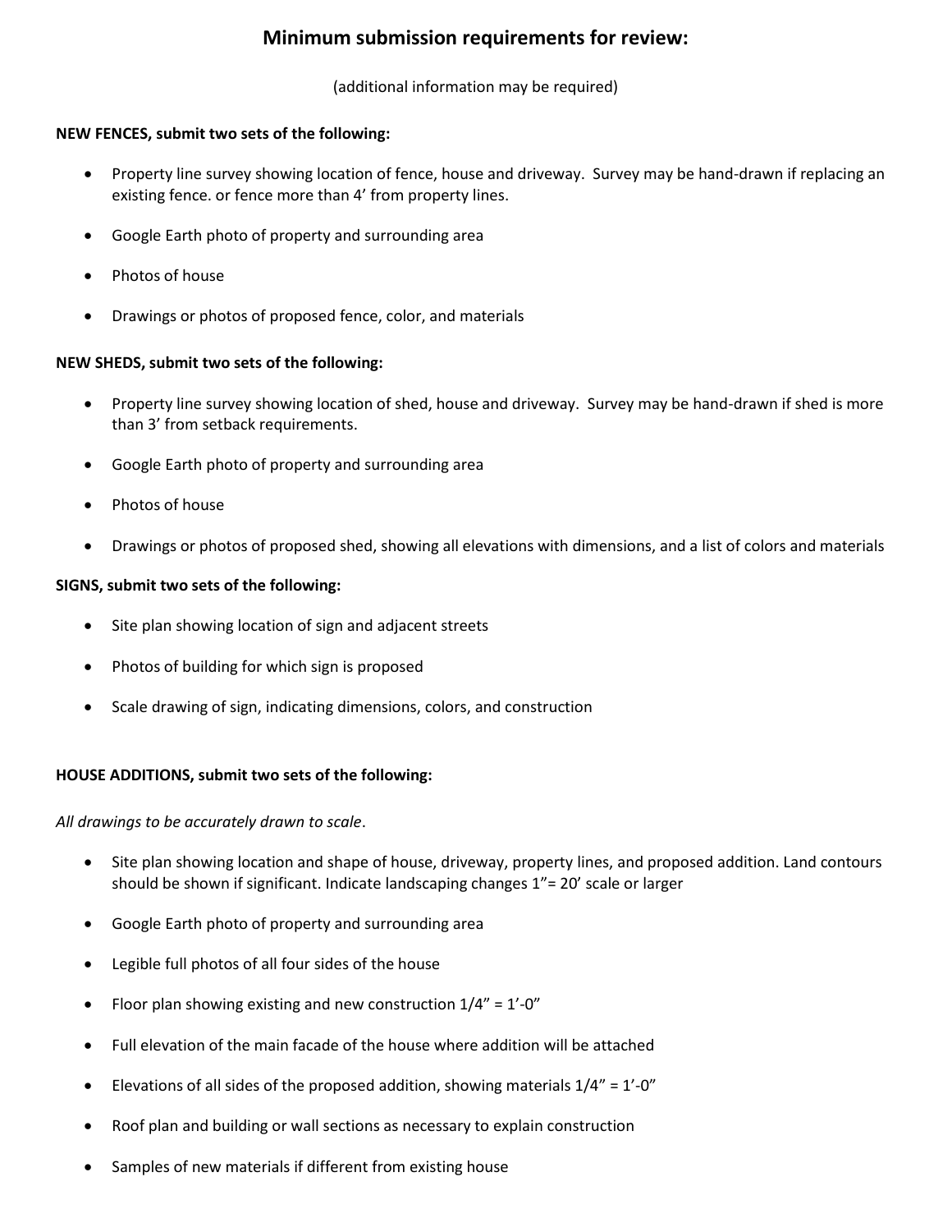# Minimum submission requirements for review:

(additional information may be required)

**NEW FENCES, submit two sets of the following:**

- Property line survey showing location of fence, house and driveway. Survey may be hand-drawn if replacing an existing fence. or fence more than 4' from property lines.
- Google Earth photo of property and surrounding area
- Photos of house
- Drawings or photos of proposed fence, color, and materials

**NEW SHEDS, submit two sets of the following:**

- Property line survey showing location of shed, house and driveway. Survey may be hand-drawn if shed is more than 3' from setback requirements.
- Google Earth photo of property and surrounding area
- Photos of house
- Drawings or photos of proposed shed, showing all elevations with dimensions, and a list of colors and materials

**SIGNS, submit two sets of the following:**

- Site plan showing location of sign and adjacent streets
- Photos of building for which sign is proposed
- Scale drawing of sign, indicating dimensions, colors, and construction

**HOUSE ADDITIONS, submit two sets of the following:**

*All drawings to be accurately drawn to scale*.

- Site plan showing location and shape of house, driveway, property lines, and proposed addition. Land contours should be shown if significant. Indicate landscaping changes 1"= 20' scale or larger
- Google Earth photo of property and surrounding area
- Legible full photos of all four sides of the house
- Floor plan showing existing and new construction 1/4" = 1'-0"
- Full elevation of the main facade of the house where addition will be attached
- Elevations of all sides of the proposed addition, showing materials 1/4" = 1'-0"
- Roof plan and building or wall sections as necessary to explain construction
- Samples of new materials if different from existing house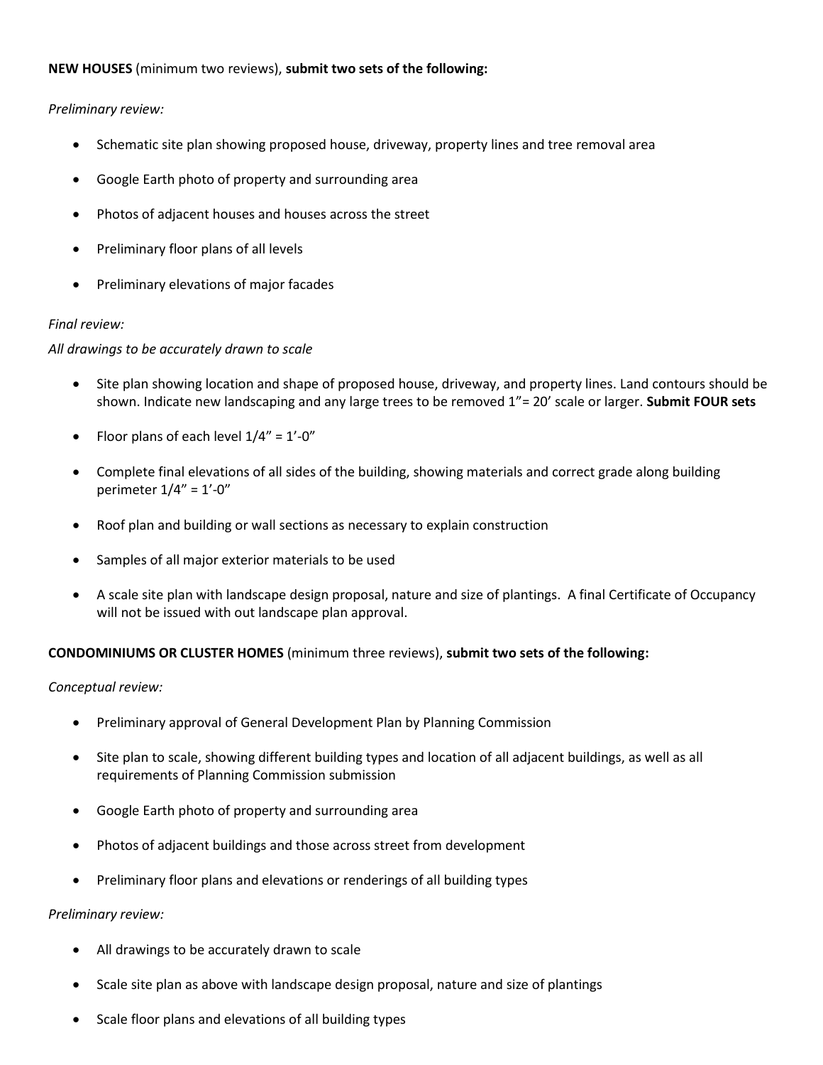**NEW HOUSES** (minimum two reviews), **submit two sets of the following:**

*Preliminary review:*

- Schematic site plan showing proposed house, driveway, property lines and tree removal area
- Google Earth photo of property and surrounding area
- Photos of adjacent houses and houses across the street
- Preliminary floor plans of all levels
- Preliminary elevations of major facades

*Final review:*

*All drawings to be accurately drawn to scale*

- Site plan showing location and shape of proposed house, driveway, and property lines. Land contours should be shown. Indicate new landscaping and any large trees to be removed 1"= 20' scale or larger. **Submit FOUR sets**
- Floor plans of each level 1/4" = 1'-0"
- Complete final elevations of all sides of the building, showing materials and correct grade along building perimeter 1/4" = 1'-0"
- Roof plan and building or wall sections as necessary to explain construction
- Samples of all major exterior materials to be used
- A scale site plan with landscape design proposal, nature and size of plantings. A final Certificate of Occupancy will not be issued with out landscape plan approval.

**CONDOMINIUMS OR CLUSTER HOMES** (minimum three reviews), **submit two sets of the following:**

*Conceptual review:*

- Preliminary approval of General Development Plan by Planning Commission
- Site plan to scale, showing different building types and location of all adjacent buildings, as well as all requirements of Planning Commission submission
- Google Earth photo of property and surrounding area
- Photos of adjacent buildings and those across street from development
- Preliminary floor plans and elevations or renderings of all building types

*Preliminary review:*

- All drawings to be accurately drawn to scale
- Scale site plan as above with landscape design proposal, nature and size of plantings
- Scale floor plans and elevations of all building types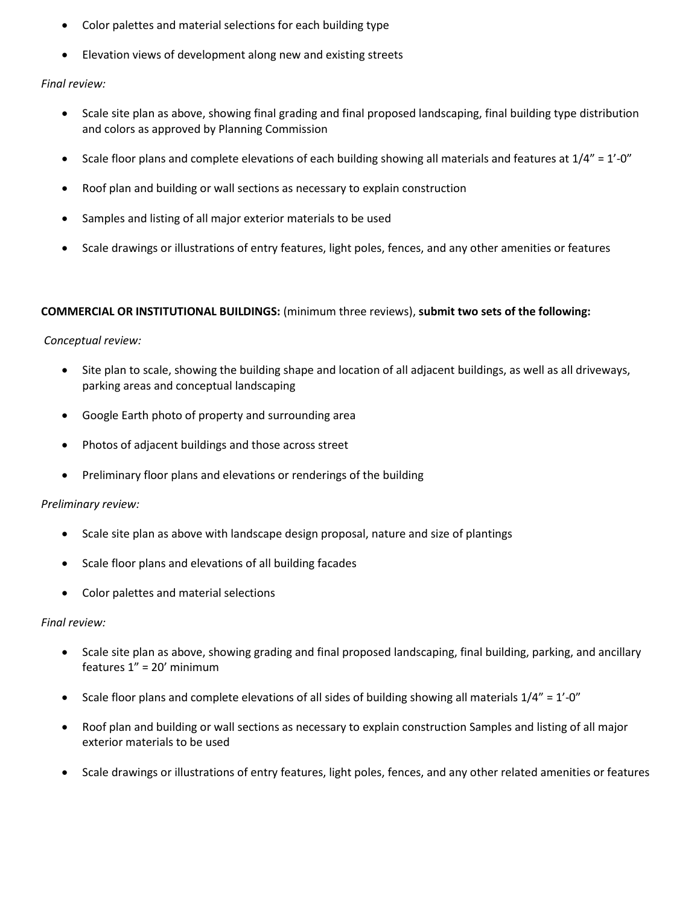- Color palettes and material selections for each building type
- Elevation views of development along new and existing streets

*Final review:*

- Scale site plan as above, showing final grading and final proposed landscaping, final building type distribution and colors as approved by Planning Commission
- Scale floor plans and complete elevations of each building showing all materials and features at 1/4" = 1'-0"
- Roof plan and building or wall sections as necessary to explain construction
- Samples and listing of all major exterior materials to be used
- Scale drawings or illustrations of entry features, light poles, fences, and any other amenities or features

**COMMERCIAL OR INSTITUTIONAL BUILDINGS:** (minimum three reviews), **submit two sets of the following:**

*Conceptual review:*

- Site plan to scale, showing the building shape and location of all adjacent buildings, as well as all driveways, parking areas and conceptual landscaping
- Google Earth photo of property and surrounding area
- Photos of adjacent buildings and those across street
- Preliminary floor plans and elevations or renderings of the building

*Preliminary review:*

- Scale site plan as above with landscape design proposal, nature and size of plantings
- Scale floor plans and elevations of all building facades
- Color palettes and material selections

*Final review:*

- Scale site plan as above, showing grading and final proposed landscaping, final building, parking, and ancillary features 1" = 20' minimum
- Scale floor plans and complete elevations of all sides of building showing all materials 1/4" = 1'-0"
- Roof plan and building or wall sections as necessary to explain construction Samples and listing of all major exterior materials to be used
- Scale drawings or illustrations of entry features, light poles, fences, and any other related amenities or features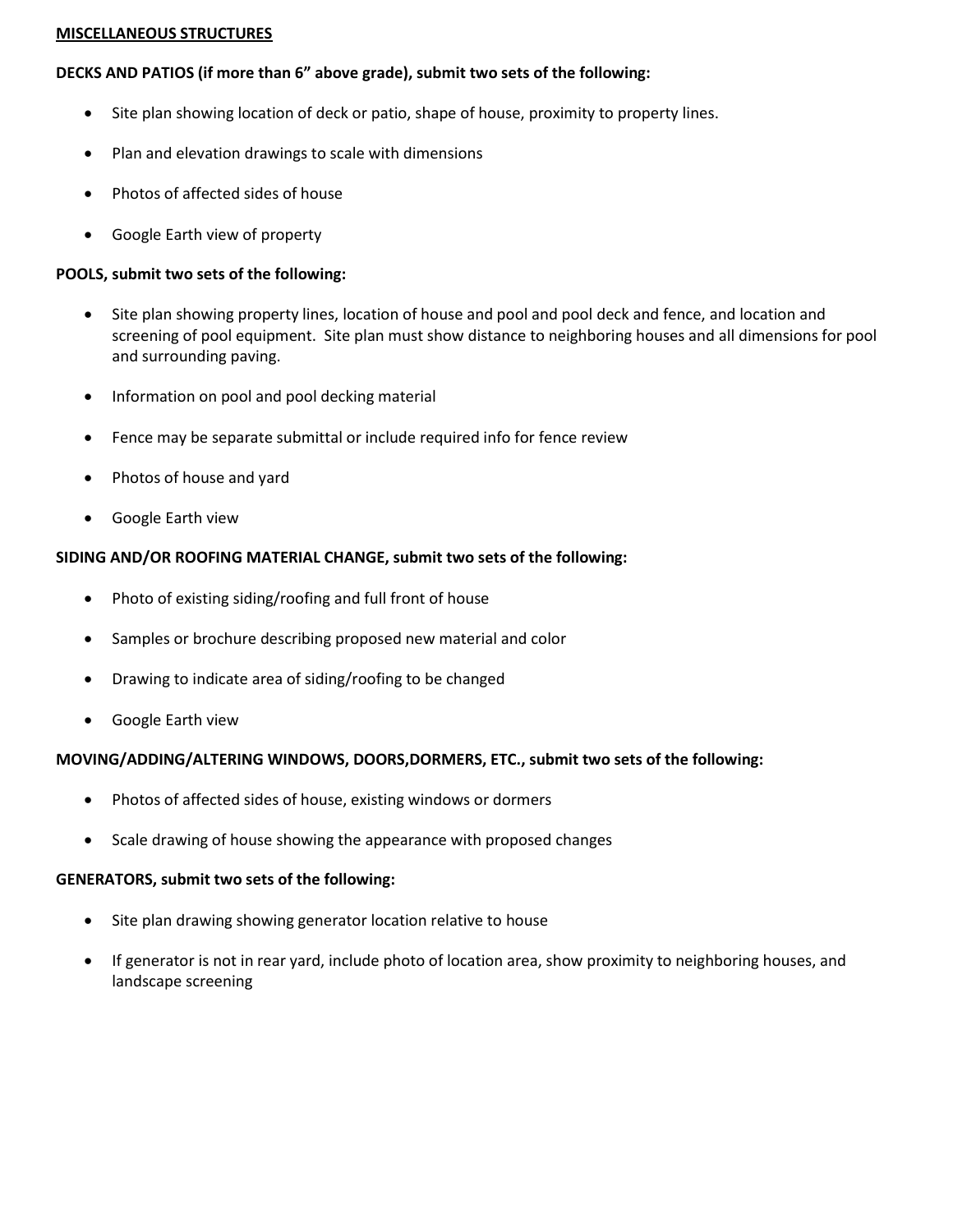## MISCELLANEOUS STRUCTURES

**DECKS AND PATIOS (if more than 6" above grade), submit two sets of the following:**

- Site plan showing location of deck or patio, shape of house, proximity to property lines.
- Plan and elevation drawings to scale with dimensions
- Photos of affected sides of house
- Google Earth view of property

**POOLS, submit two sets of the following:**

- Site plan showing property lines, location of house and pool and pool deck and fence, and location and screening of pool equipment. Site plan must show distance to neighboring houses and all dimensions for pool and surrounding paving.
- Information on pool and pool decking material
- Fence may be separate submittal or include required info for fence review
- Photos of house and yard
- Google Earth view

**SIDING AND/OR ROOFING MATERIAL CHANGE, submit two sets of the following:**

- Photo of existing siding/roofing and full front of house
- Samples or brochure describing proposed new material and color
- Drawing to indicate area of siding/roofing to be changed
- Google Earth view

**MOVING/ADDING/ALTERING WINDOWS, DOORS,DORMERS, ETC., submit two sets of the following:**

- Photos of affected sides of house, existing windows or dormers
- Scale drawing of house showing the appearance with proposed changes

**GENERATORS, submit two sets of the following:**

- Site plan drawing showing generator location relative to house
- If generator is not in rear yard, include photo of location area, show proximity to neighboring houses, and landscape screening